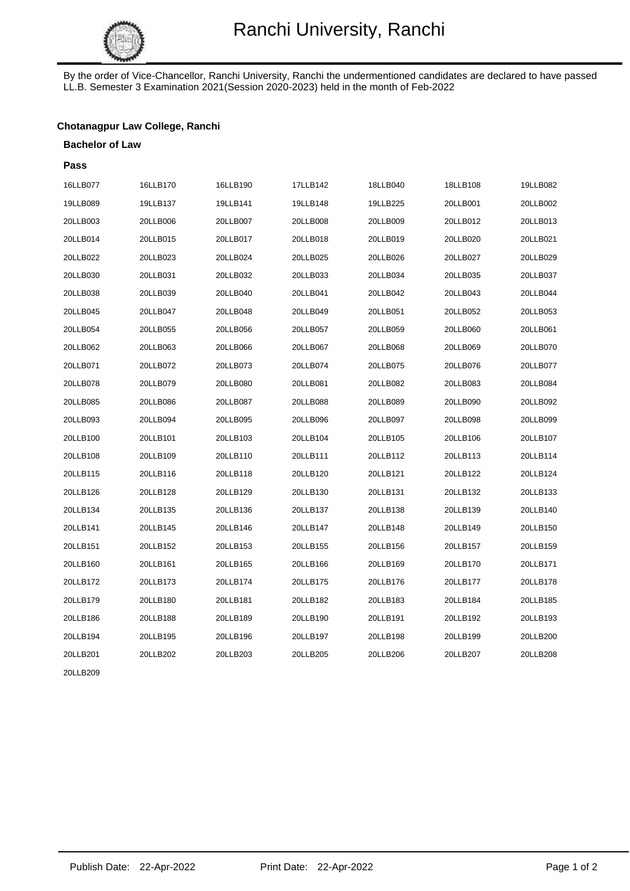# Ranchi University, Ranchi

By the order of Vice-Chancellor, Ranchi University, Ranchi the undermentioned candidates are declared to have passed LL.B. Semester 3 Examination 2021(Session 2020-2023) held in the month of Feb-2022

**Chotanagpur Law College, Ranchi**

**Bachelor of Law**

**Pass**

| | | | | | | |
|---|---|---|---|---|---|---|
| 16LLB077 | 16LLB170 | 16LLB190 | 17LLB142 | 18LLB040 | 18LLB108 | 19LLB082 |
| 19LLB089 | 19LLB137 | 19LLB141 | 19LLB148 | 19LLB225 | 20LLB001 | 20LLB002 |
| 20LLB003 | 20LLB006 | 20LLB007 | 20LLB008 | 20LLB009 | 20LLB012 | 20LLB013 |
| 20LLB014 | 20LLB015 | 20LLB017 | 20LLB018 | 20LLB019 | 20LLB020 | 20LLB021 |
| 20LLB022 | 20LLB023 | 20LLB024 | 20LLB025 | 20LLB026 | 20LLB027 | 20LLB029 |
| 20LLB030 | 20LLB031 | 20LLB032 | 20LLB033 | 20LLB034 | 20LLB035 | 20LLB037 |
| 20LLB038 | 20LLB039 | 20LLB040 | 20LLB041 | 20LLB042 | 20LLB043 | 20LLB044 |
| 20LLB045 | 20LLB047 | 20LLB048 | 20LLB049 | 20LLB051 | 20LLB052 | 20LLB053 |
| 20LLB054 | 20LLB055 | 20LLB056 | 20LLB057 | 20LLB059 | 20LLB060 | 20LLB061 |
| 20LLB062 | 20LLB063 | 20LLB066 | 20LLB067 | 20LLB068 | 20LLB069 | 20LLB070 |
| 20LLB071 | 20LLB072 | 20LLB073 | 20LLB074 | 20LLB075 | 20LLB076 | 20LLB077 |
| 20LLB078 | 20LLB079 | 20LLB080 | 20LLB081 | 20LLB082 | 20LLB083 | 20LLB084 |
| 20LLB085 | 20LLB086 | 20LLB087 | 20LLB088 | 20LLB089 | 20LLB090 | 20LLB092 |
| 20LLB093 | 20LLB094 | 20LLB095 | 20LLB096 | 20LLB097 | 20LLB098 | 20LLB099 |
| 20LLB100 | 20LLB101 | 20LLB103 | 20LLB104 | 20LLB105 | 20LLB106 | 20LLB107 |
| 20LLB108 | 20LLB109 | 20LLB110 | 20LLB111 | 20LLB112 | 20LLB113 | 20LLB114 |
| 20LLB115 | 20LLB116 | 20LLB118 | 20LLB120 | 20LLB121 | 20LLB122 | 20LLB124 |
| 20LLB126 | 20LLB128 | 20LLB129 | 20LLB130 | 20LLB131 | 20LLB132 | 20LLB133 |
| 20LLB134 | 20LLB135 | 20LLB136 | 20LLB137 | 20LLB138 | 20LLB139 | 20LLB140 |
| 20LLB141 | 20LLB145 | 20LLB146 | 20LLB147 | 20LLB148 | 20LLB149 | 20LLB150 |
| 20LLB151 | 20LLB152 | 20LLB153 | 20LLB155 | 20LLB156 | 20LLB157 | 20LLB159 |
| 20LLB160 | 20LLB161 | 20LLB165 | 20LLB166 | 20LLB169 | 20LLB170 | 20LLB171 |
| 20LLB172 | 20LLB173 | 20LLB174 | 20LLB175 | 20LLB176 | 20LLB177 | 20LLB178 |
| 20LLB179 | 20LLB180 | 20LLB181 | 20LLB182 | 20LLB183 | 20LLB184 | 20LLB185 |
| 20LLB186 | 20LLB188 | 20LLB189 | 20LLB190 | 20LLB191 | 20LLB192 | 20LLB193 |
| 20LLB194 | 20LLB195 | 20LLB196 | 20LLB197 | 20LLB198 | 20LLB199 | 20LLB200 |
| 20LLB201 | 20LLB202 | 20LLB203 | 20LLB205 | 20LLB206 | 20LLB207 | 20LLB208 |
| 20LLB209 | | | | | | |

Publish Date: 22-Apr-2022    Print Date: 22-Apr-2022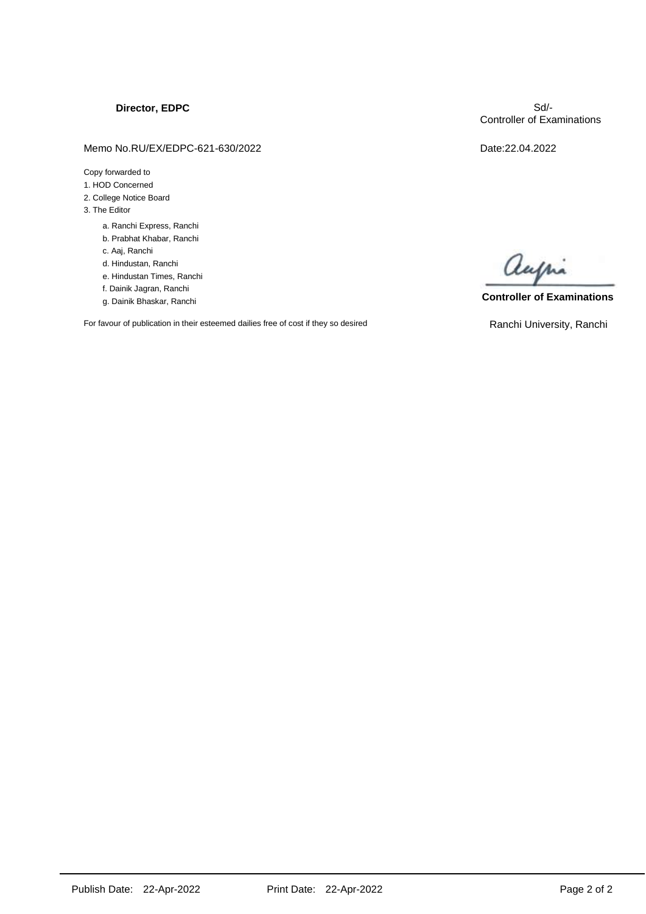**Director, EDPC**

Sd/-
Controller of Examinations

Memo No.RU/EX/EDPC-621-630/2022

Date:22.04.2022

Copy forwarded to

1. HOD Concerned
2. College Notice Board
3. The Editor
   - a. Ranchi Express, Ranchi
   - b. Prabhat Khabar, Ranchi
   - c. Aaj, Ranchi
   - d. Hindustan, Ranchi
   - e. Hindustan Times, Ranchi
   - f. Dainik Jagran, Ranchi
   - g. Dainik Bhaskar, Ranchi

For favour of publication in their esteemed dailies free of cost if they so desired

**Controller of Examinations**

Ranchi University, Ranchi